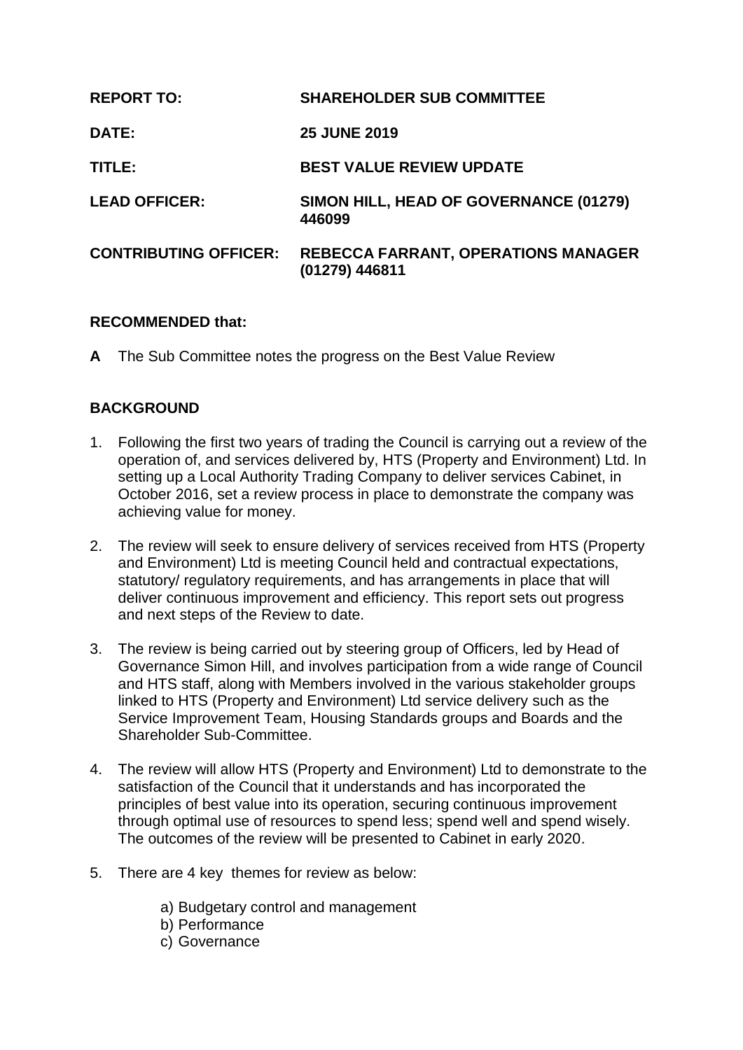| | |
|---|---|
| **REPORT TO:** | **SHAREHOLDER SUB COMMITTEE** |
| **DATE:** | **25 JUNE 2019** |
| **TITLE:** | **BEST VALUE REVIEW UPDATE** |
| **LEAD OFFICER:** | **SIMON HILL, HEAD OF GOVERNANCE (01279) 446099** |
| **CONTRIBUTING OFFICER:** | **REBECCA FARRANT, OPERATIONS MANAGER (01279) 446811** |

**RECOMMENDED that:**

**A** The Sub Committee notes the progress on the Best Value Review

## BACKGROUND

1. Following the first two years of trading the Council is carrying out a review of the operation of, and services delivered by, HTS (Property and Environment) Ltd. In setting up a Local Authority Trading Company to deliver services Cabinet, in October 2016, set a review process in place to demonstrate the company was achieving value for money.

2. The review will seek to ensure delivery of services received from HTS (Property and Environment) Ltd is meeting Council held and contractual expectations, statutory/ regulatory requirements, and has arrangements in place that will deliver continuous improvement and efficiency. This report sets out progress and next steps of the Review to date.

3. The review is being carried out by steering group of Officers, led by Head of Governance Simon Hill, and involves participation from a wide range of Council and HTS staff, along with Members involved in the various stakeholder groups linked to HTS (Property and Environment) Ltd service delivery such as the Service Improvement Team, Housing Standards groups and Boards and the Shareholder Sub-Committee.

4. The review will allow HTS (Property and Environment) Ltd to demonstrate to the satisfaction of the Council that it understands and has incorporated the principles of best value into its operation, securing continuous improvement through optimal use of resources to spend less; spend well and spend wisely. The outcomes of the review will be presented to Cabinet in early 2020.

5. There are 4 key themes for review as below:

   a) Budgetary control and management
   b) Performance
   c) Governance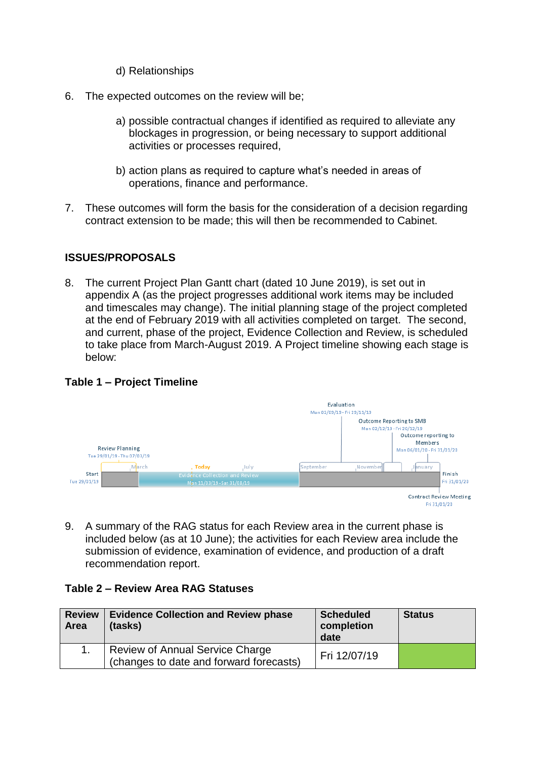d) Relationships

6. The expected outcomes on the review will be;

   a) possible contractual changes if identified as required to alleviate any blockages in progression, or being necessary to support additional activities or processes required,

   b) action plans as required to capture what's needed in areas of operations, finance and performance.

7. These outcomes will form the basis for the consideration of a decision regarding contract extension to be made; this will then be recommended to Cabinet.

## ISSUES/PROPOSALS

8. The current Project Plan Gantt chart (dated 10 June 2019), is set out in appendix A (as the project progresses additional work items may be included and timescales may change). The initial planning stage of the project completed at the end of February 2019 with all activities completed on target. The second, and current, phase of the project, Evidence Collection and Review, is scheduled to take place from March-August 2019. A Project timeline showing each stage is below:

**Table 1 – Project Timeline**

- Start: Tue 29/01/19
- Review Planning: Tue 29/01/19 - Thu 07/03/19
- Evidence Collection and Review: Mon 11/03/19 - Sat 31/08/19
- Evaluation: Mon 02/09/19 - Fri 29/11/19
- Outcome Reporting to SMB: Mon 02/12/19 - Fri 20/12/19
- Outcome reporting to Members: Mon 06/01/20 - Fri 31/01/20
- Contract Review Meeting: Fri 31/01/20
- Finish: Fri 31/01/20

9. A summary of the RAG status for each Review area in the current phase is included below (as at 10 June); the activities for each Review area include the submission of evidence, examination of evidence, and production of a draft recommendation report.

**Table 2 – Review Area RAG Statuses**

| Review Area | Evidence Collection and Review phase (tasks) | Scheduled completion date | Status |
|---|---|---|---|
| 1. | Review of Annual Service Charge (changes to date and forward forecasts) | Fri 12/07/19 | Green |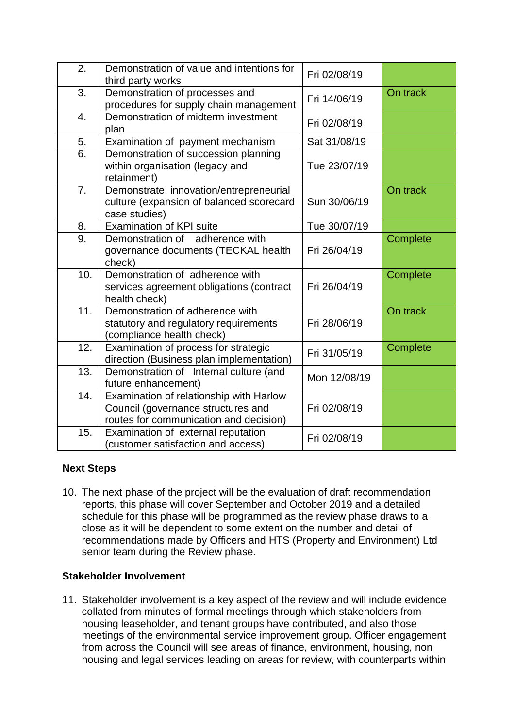| | | | |
|---|---|---|---|
| 2. | Demonstration of value and intentions for third party works | Fri 02/08/19 | |
| 3. | Demonstration of processes and procedures for supply chain management | Fri 14/06/19 | On track |
| 4. | Demonstration of midterm investment plan | Fri 02/08/19 | |
| 5. | Examination of payment mechanism | Sat 31/08/19 | |
| 6. | Demonstration of succession planning within organisation (legacy and retainment) | Tue 23/07/19 | |
| 7. | Demonstrate innovation/entrepreneurial culture (expansion of balanced scorecard case studies) | Sun 30/06/19 | On track |
| 8. | Examination of KPI suite | Tue 30/07/19 | |
| 9. | Demonstration of adherence with governance documents (TECKAL health check) | Fri 26/04/19 | Complete |
| 10. | Demonstration of adherence with services agreement obligations (contract health check) | Fri 26/04/19 | Complete |
| 11. | Demonstration of adherence with statutory and regulatory requirements (compliance health check) | Fri 28/06/19 | On track |
| 12. | Examination of process for strategic direction (Business plan implementation) | Fri 31/05/19 | Complete |
| 13. | Demonstration of Internal culture (and future enhancement) | Mon 12/08/19 | |
| 14. | Examination of relationship with Harlow Council (governance structures and routes for communication and decision) | Fri 02/08/19 | |
| 15. | Examination of external reputation (customer satisfaction and access) | Fri 02/08/19 | |

**Next Steps**

10. The next phase of the project will be the evaluation of draft recommendation reports, this phase will cover September and October 2019 and a detailed schedule for this phase will be programmed as the review phase draws to a close as it will be dependent to some extent on the number and detail of recommendations made by Officers and HTS (Property and Environment) Ltd senior team during the Review phase.

**Stakeholder Involvement**

11. Stakeholder involvement is a key aspect of the review and will include evidence collated from minutes of formal meetings through which stakeholders from housing leaseholder, and tenant groups have contributed, and also those meetings of the environmental service improvement group. Officer engagement from across the Council will see areas of finance, environment, housing, non housing and legal services leading on areas for review, with counterparts within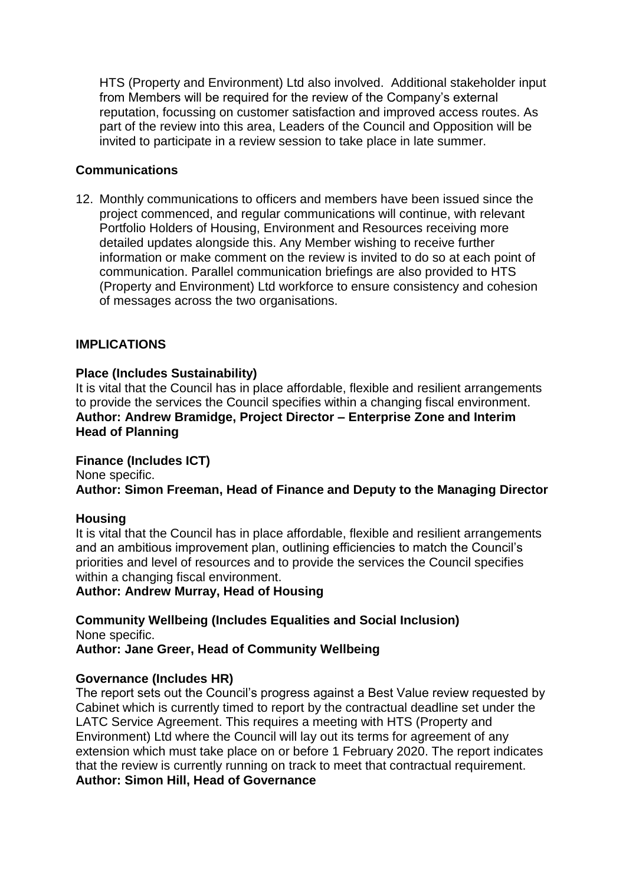HTS (Property and Environment) Ltd also involved. Additional stakeholder input from Members will be required for the review of the Company's external reputation, focussing on customer satisfaction and improved access routes. As part of the review into this area, Leaders of the Council and Opposition will be invited to participate in a review session to take place in late summer.

### Communications

12. Monthly communications to officers and members have been issued since the project commenced, and regular communications will continue, with relevant Portfolio Holders of Housing, Environment and Resources receiving more detailed updates alongside this. Any Member wishing to receive further information or make comment on the review is invited to do so at each point of communication. Parallel communication briefings are also provided to HTS (Property and Environment) Ltd workforce to ensure consistency and cohesion of messages across the two organisations.

## IMPLICATIONS

### Place (Includes Sustainability)

It is vital that the Council has in place affordable, flexible and resilient arrangements to provide the services the Council specifies within a changing fiscal environment.
**Author: Andrew Bramidge, Project Director – Enterprise Zone and Interim Head of Planning**

### Finance (Includes ICT)

None specific.
**Author: Simon Freeman, Head of Finance and Deputy to the Managing Director**

### Housing

It is vital that the Council has in place affordable, flexible and resilient arrangements and an ambitious improvement plan, outlining efficiencies to match the Council's priorities and level of resources and to provide the services the Council specifies within a changing fiscal environment.
**Author: Andrew Murray, Head of Housing**

### Community Wellbeing (Includes Equalities and Social Inclusion)

None specific.
**Author: Jane Greer, Head of Community Wellbeing**

### Governance (Includes HR)

The report sets out the Council's progress against a Best Value review requested by Cabinet which is currently timed to report by the contractual deadline set under the LATC Service Agreement. This requires a meeting with HTS (Property and Environment) Ltd where the Council will lay out its terms for agreement of any extension which must take place on or before 1 February 2020. The report indicates that the review is currently running on track to meet that contractual requirement.
**Author: Simon Hill, Head of Governance**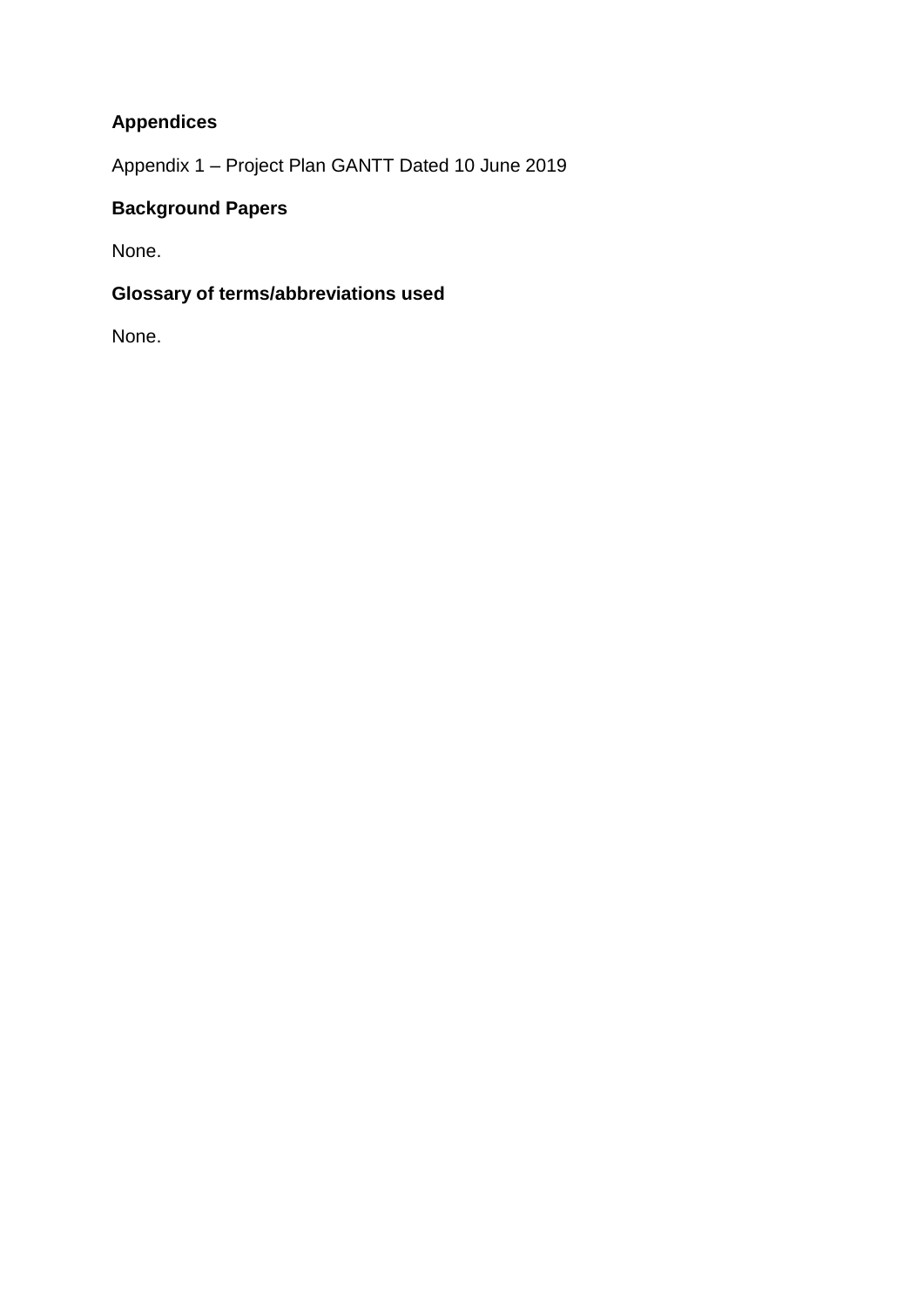**Appendices**

Appendix 1 – Project Plan GANTT Dated 10 June 2019

**Background Papers**

None.

**Glossary of terms/abbreviations used**

None.